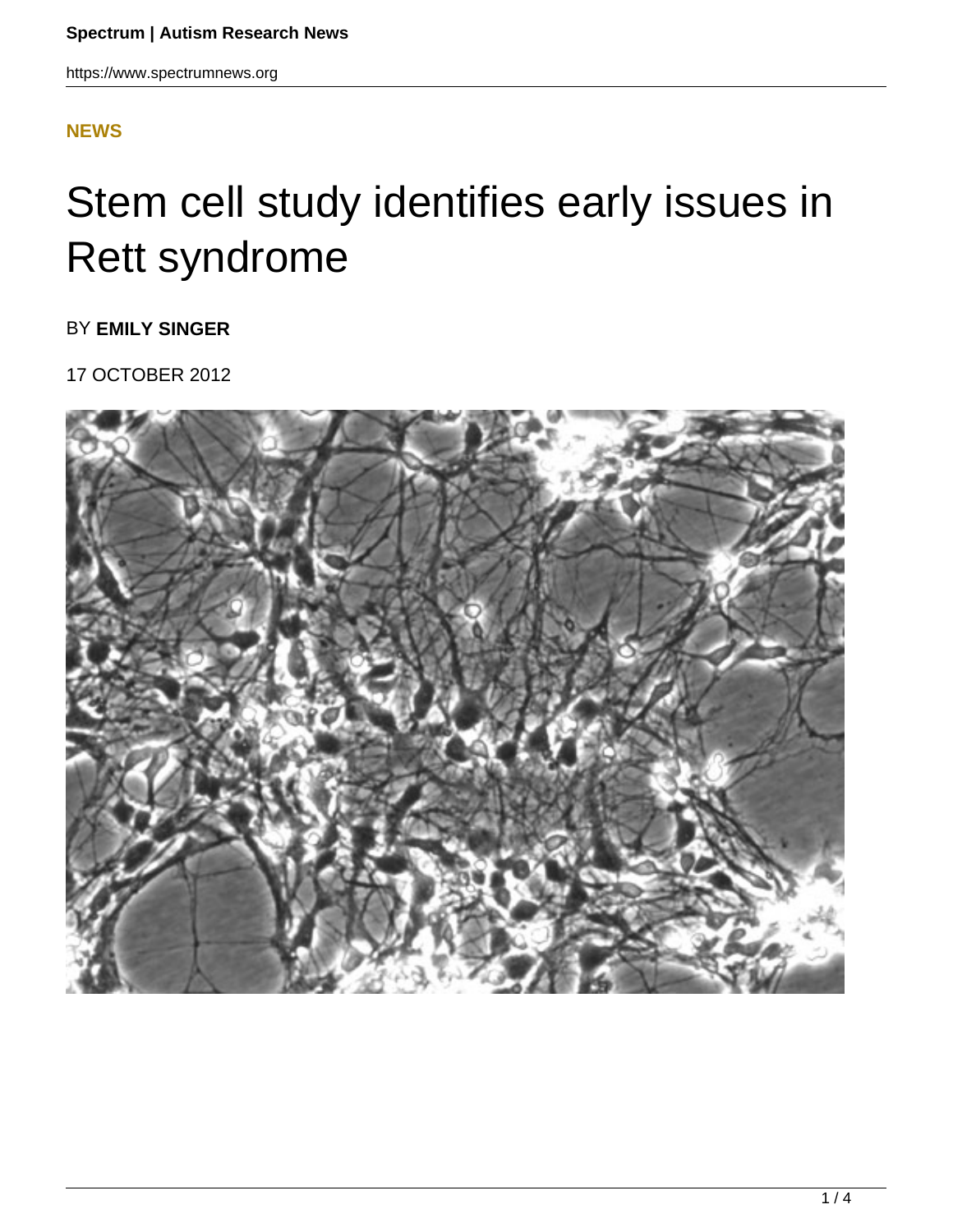**NEWS**

# Stem cell study identifies early issues in Rett syndrome

BY **EMILY SINGER**

17 OCTOBER 2012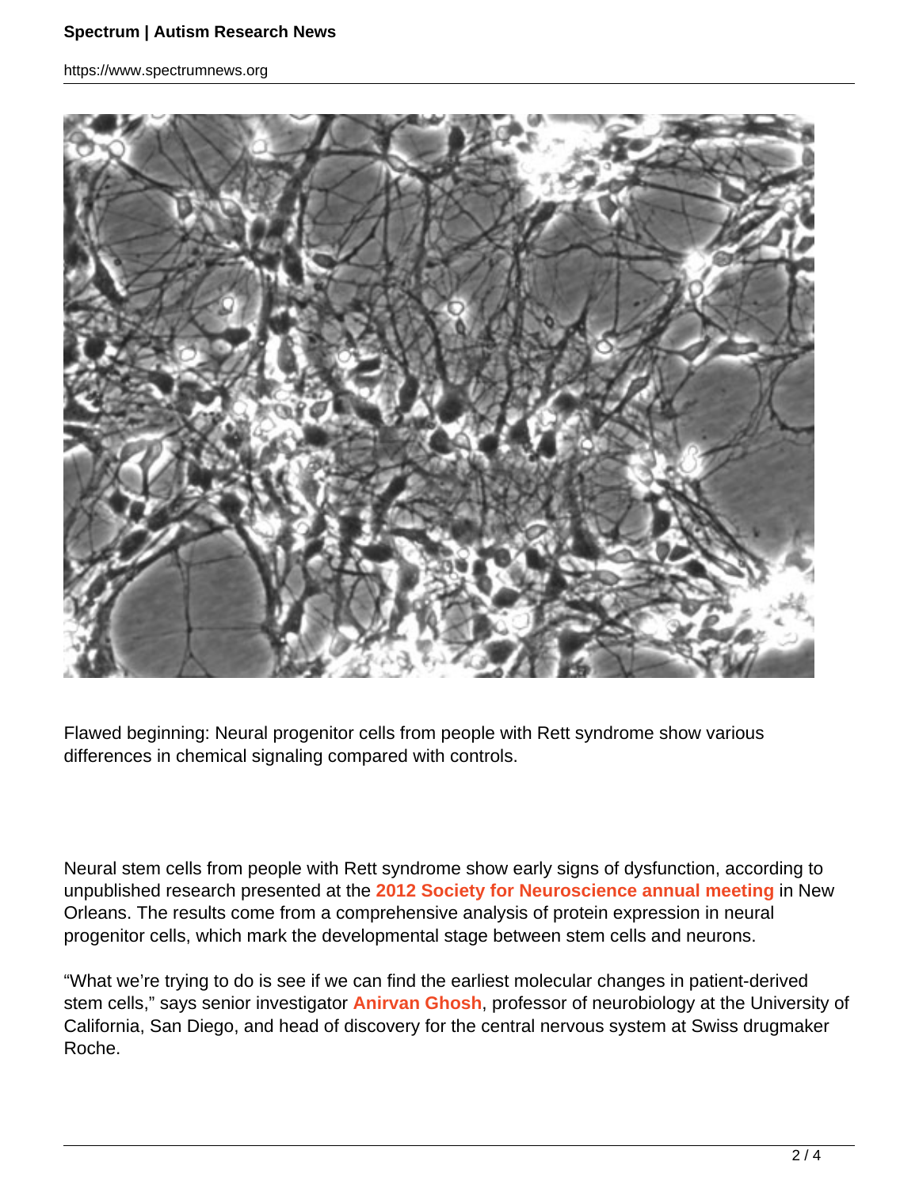Flawed beginning: Neural progenitor cells from people with Rett syndrome show various differences in chemical signaling compared with controls.

Neural stem cells from people with Rett syndrome show early signs of dysfunction, according to unpublished research presented at the **2012 Society for Neuroscience annual meeting** in New Orleans. The results come from a comprehensive analysis of protein expression in neural progenitor cells, which mark the developmental stage between stem cells and neurons.

"What we're trying to do is see if we can find the earliest molecular changes in patient-derived stem cells," says senior investigator **Anirvan Ghosh**, professor of neurobiology at the University of California, San Diego, and head of discovery for the central nervous system at Swiss drugmaker Roche.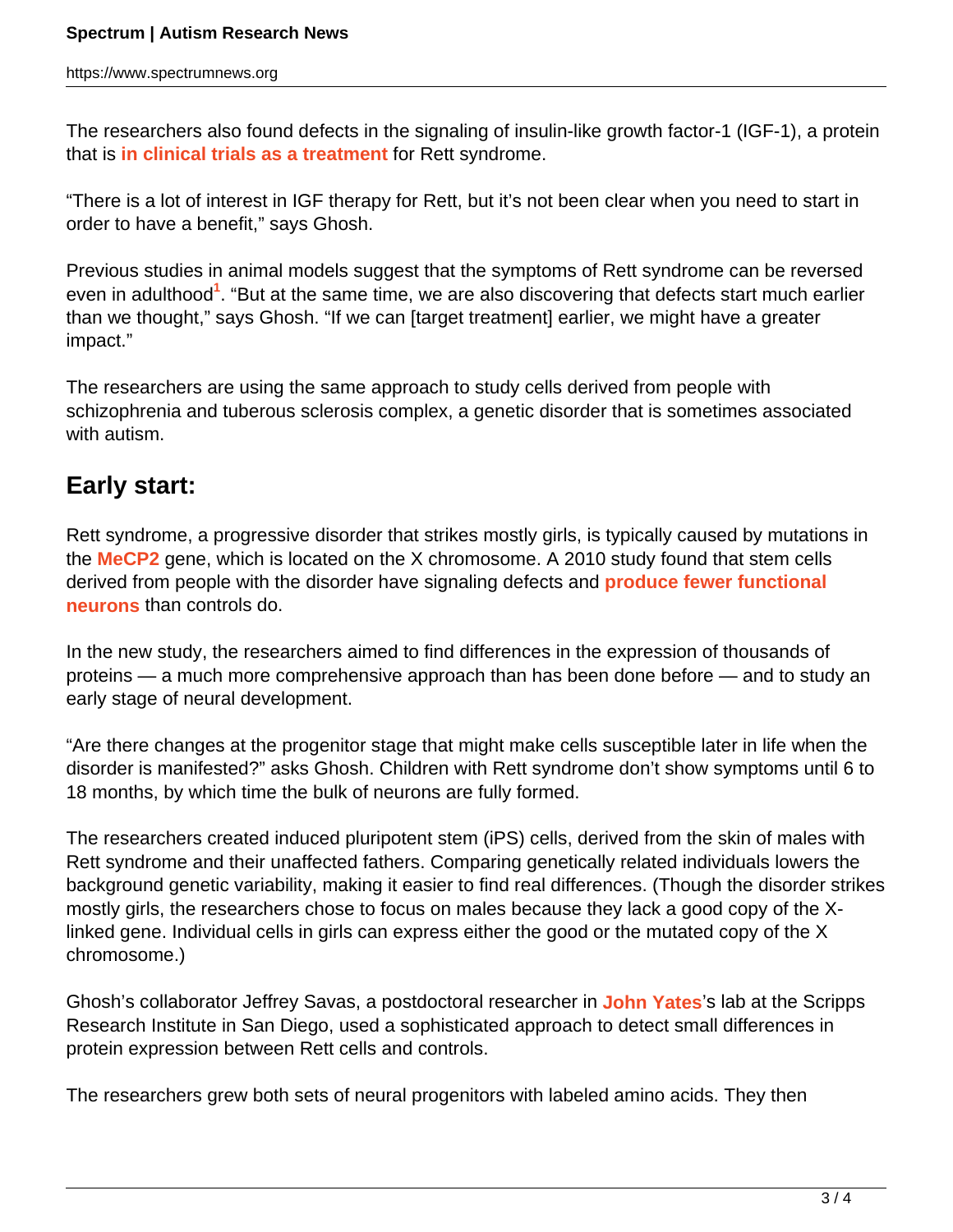The researchers also found defects in the signaling of insulin-like growth factor-1 (IGF-1), a protein that is **in clinical trials as a treatment** for Rett syndrome.

“There is a lot of interest in IGF therapy for Rett, but it’s not been clear when you need to start in order to have a benefit,” says Ghosh.

Previous studies in animal models suggest that the symptoms of Rett syndrome can be reversed even in adulthood[1]. “But at the same time, we are also discovering that defects start much earlier than we thought,” says Ghosh. “If we can [target treatment] earlier, we might have a greater impact.”

The researchers are using the same approach to study cells derived from people with schizophrenia and tuberous sclerosis complex, a genetic disorder that is sometimes associated with autism.

## Early start:

Rett syndrome, a progressive disorder that strikes mostly girls, is typically caused by mutations in the **MeCP2** gene, which is located on the X chromosome. A 2010 study found that stem cells derived from people with the disorder have signaling defects and **produce fewer functional neurons** than controls do.

In the new study, the researchers aimed to find differences in the expression of thousands of proteins — a much more comprehensive approach than has been done before — and to study an early stage of neural development.

“Are there changes at the progenitor stage that might make cells susceptible later in life when the disorder is manifested?” asks Ghosh. Children with Rett syndrome don’t show symptoms until 6 to 18 months, by which time the bulk of neurons are fully formed.

The researchers created induced pluripotent stem (iPS) cells, derived from the skin of males with Rett syndrome and their unaffected fathers. Comparing genetically related individuals lowers the background genetic variability, making it easier to find real differences. (Though the disorder strikes mostly girls, the researchers chose to focus on males because they lack a good copy of the X-linked gene. Individual cells in girls can express either the good or the mutated copy of the X chromosome.)

Ghosh’s collaborator Jeffrey Savas, a postdoctoral researcher in **John Yates**’s lab at the Scripps Research Institute in San Diego, used a sophisticated approach to detect small differences in protein expression between Rett cells and controls.

The researchers grew both sets of neural progenitors with labeled amino acids. They then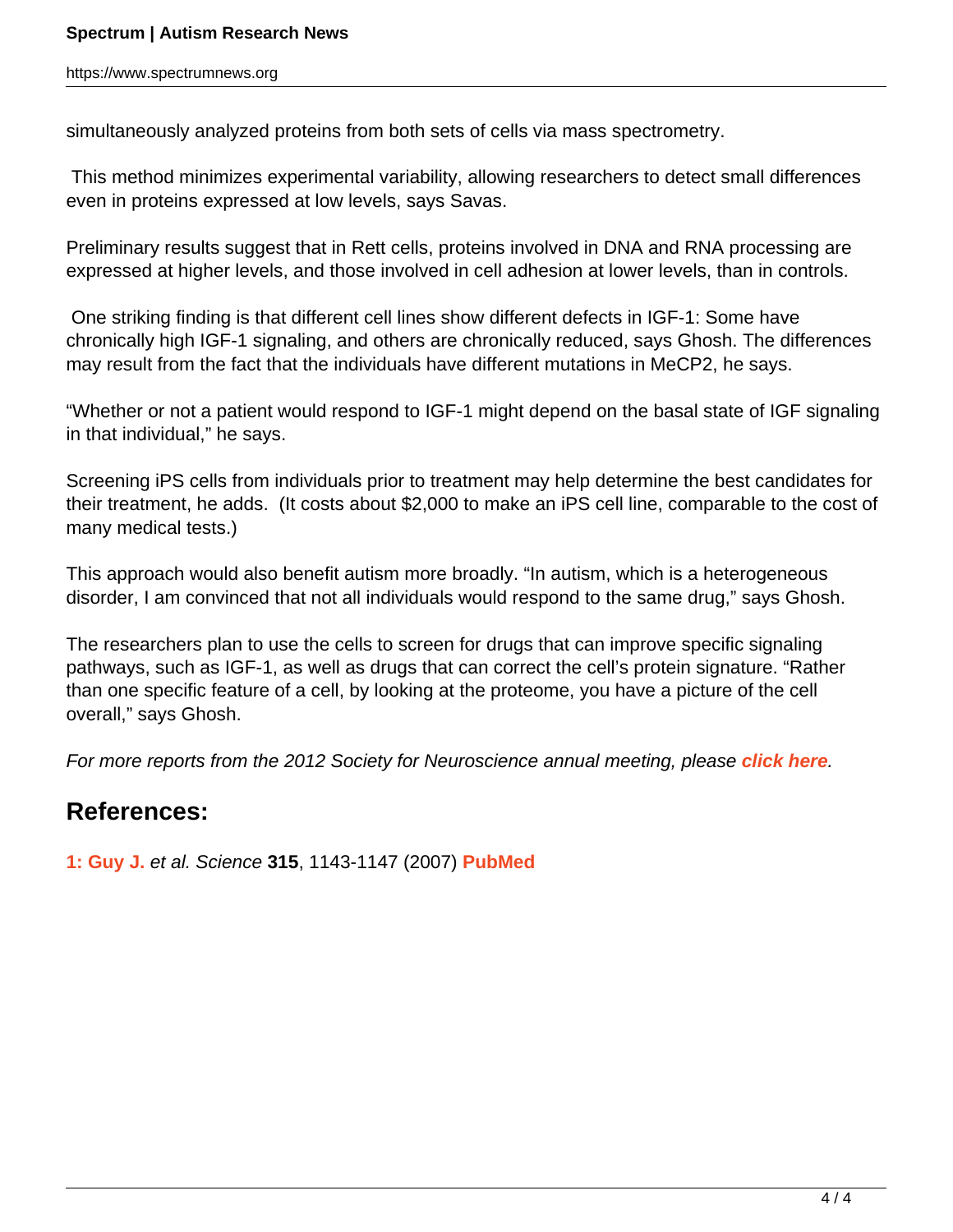simultaneously analyzed proteins from both sets of cells via mass spectrometry.

This method minimizes experimental variability, allowing researchers to detect small differences even in proteins expressed at low levels, says Savas.

Preliminary results suggest that in Rett cells, proteins involved in DNA and RNA processing are expressed at higher levels, and those involved in cell adhesion at lower levels, than in controls.

One striking finding is that different cell lines show different defects in IGF-1: Some have chronically high IGF-1 signaling, and others are chronically reduced, says Ghosh. The differences may result from the fact that the individuals have different mutations in MeCP2, he says.

"Whether or not a patient would respond to IGF-1 might depend on the basal state of IGF signaling in that individual," he says.

Screening iPS cells from individuals prior to treatment may help determine the best candidates for their treatment, he adds. (It costs about $2,000 to make an iPS cell line, comparable to the cost of many medical tests.)

This approach would also benefit autism more broadly. "In autism, which is a heterogeneous disorder, I am convinced that not all individuals would respond to the same drug," says Ghosh.

The researchers plan to use the cells to screen for drugs that can improve specific signaling pathways, such as IGF-1, as well as drugs that can correct the cell's protein signature. "Rather than one specific feature of a cell, by looking at the proteome, you have a picture of the cell overall," says Ghosh.

*For more reports from the 2012 Society for Neuroscience annual meeting, please* ***click here****.*

## References:

**1: Guy J.** *et al. Science* **315**, 1143-1147 (2007) **PubMed**